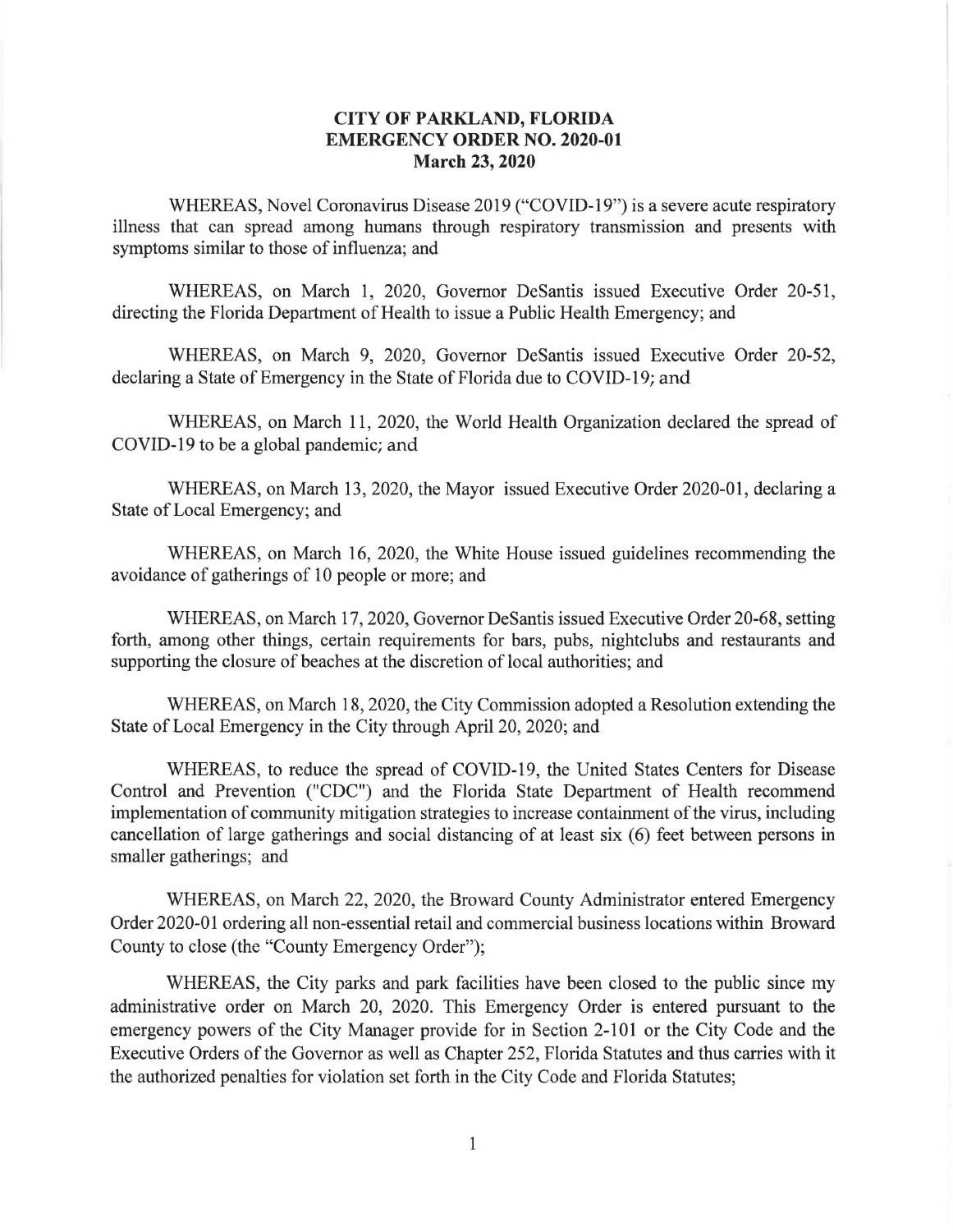# CITY OF PARKLAND, FLORIDA
## EMERGENCY ORDER NO. 2020-01
### March 23, 2020

WHEREAS, Novel Coronavirus Disease 2019 ("COVID-19") is a severe acute respiratory illness that can spread among humans through respiratory transmission and presents with symptoms similar to those of influenza; and

WHEREAS, on March 1, 2020, Governor DeSantis issued Executive Order 20-51, directing the Florida Department of Health to issue a Public Health Emergency; and

WHEREAS, on March 9, 2020, Governor DeSantis issued Executive Order 20-52, declaring a State of Emergency in the State of Florida due to COVID-19; and

WHEREAS, on March 11, 2020, the World Health Organization declared the spread of COVID-19 to be a global pandemic; and

WHEREAS, on March 13, 2020, the Mayor issued Executive Order 2020-01, declaring a State of Local Emergency; and

WHEREAS, on March 16, 2020, the White House issued guidelines recommending the avoidance of gatherings of 10 people or more; and

WHEREAS, on March 17, 2020, Governor DeSantis issued Executive Order 20-68, setting forth, among other things, certain requirements for bars, pubs, nightclubs and restaurants and supporting the closure of beaches at the discretion of local authorities; and

WHEREAS, on March 18, 2020, the City Commission adopted a Resolution extending the State of Local Emergency in the City through April 20, 2020; and

WHEREAS, to reduce the spread of COVID-19, the United States Centers for Disease Control and Prevention ("CDC") and the Florida State Department of Health recommend implementation of community mitigation strategies to increase containment of the virus, including cancellation of large gatherings and social distancing of at least six (6) feet between persons in smaller gatherings; and

WHEREAS, on March 22, 2020, the Broward County Administrator entered Emergency Order 2020-01 ordering all non-essential retail and commercial business locations within Broward County to close (the "County Emergency Order");

WHEREAS, the City parks and park facilities have been closed to the public since my administrative order on March 20, 2020. This Emergency Order is entered pursuant to the emergency powers of the City Manager provide for in Section 2-101 or the City Code and the Executive Orders of the Governor as well as Chapter 252, Florida Statutes and thus carries with it the authorized penalties for violation set forth in the City Code and Florida Statutes;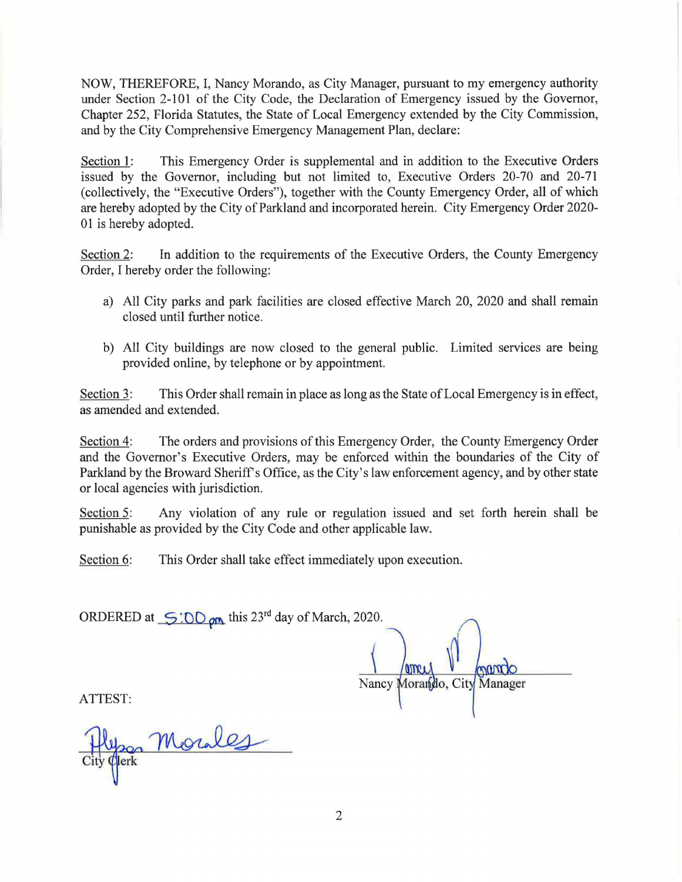NOW, THEREFORE, I, Nancy Morando, as City Manager, pursuant to my emergency authority under Section 2-101 of the City Code, the Declaration of Emergency issued by the Governor, Chapter 252, Florida Statutes, the State of Local Emergency extended by the City Commission, and by the City Comprehensive Emergency Management Plan, declare:

<u>Section 1</u>: This Emergency Order is supplemental and in addition to the Executive Orders issued by the Governor, including but not limited to, Executive Orders 20-70 and 20-71 (collectively, the "Executive Orders"), together with the County Emergency Order, all of which are hereby adopted by the City of Parkland and incorporated herein. City Emergency Order 2020-01 is hereby adopted.

<u>Section 2</u>: In addition to the requirements of the Executive Orders, the County Emergency Order, I hereby order the following:

a) All City parks and park facilities are closed effective March 20, 2020 and shall remain closed until further notice.

b) All City buildings are now closed to the general public. Limited services are being provided online, by telephone or by appointment.

<u>Section 3</u>: This Order shall remain in place as long as the State of Local Emergency is in effect, as amended and extended.

<u>Section 4</u>: The orders and provisions of this Emergency Order, the County Emergency Order and the Governor's Executive Orders, may be enforced within the boundaries of the City of Parkland by the Broward Sheriff's Office, as the City's law enforcement agency, and by other state or local agencies with jurisdiction.

<u>Section 5</u>: Any violation of any rule or regulation issued and set forth herein shall be punishable as provided by the City Code and other applicable law.

<u>Section 6</u>: This Order shall take effect immediately upon execution.

ORDERED at 5:00 pm this 23rd day of March, 2020.

Nancy Morando, City Manager

ATTEST:

City Clerk